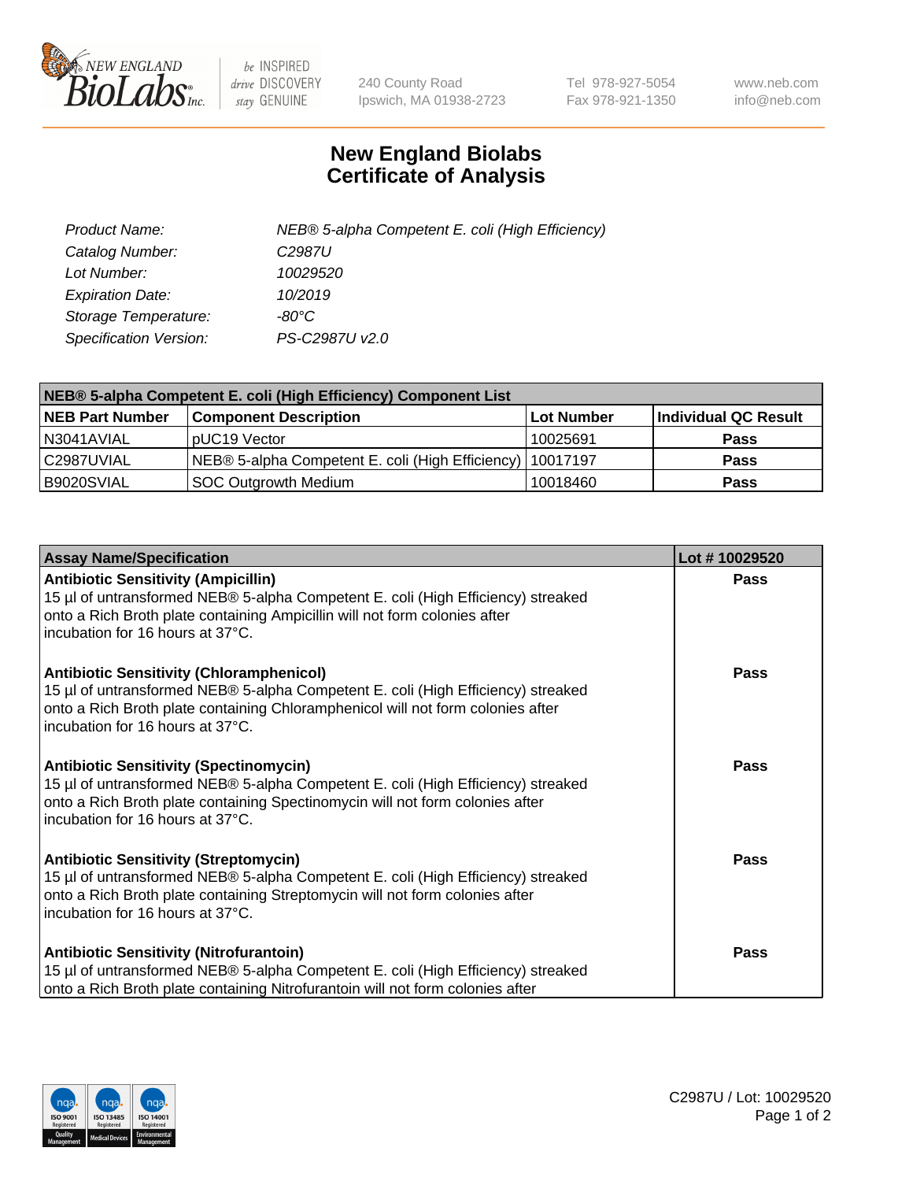# New England Biolabs
## Certificate of Analysis

| | |
|---|---|
| *Product Name:* | *NEB® 5-alpha Competent E. coli (High Efficiency)* |
| *Catalog Number:* | *C2987U* |
| *Lot Number:* | *10029520* |
| *Expiration Date:* | *10/2019* |
| *Storage Temperature:* | *-80°C* |
| *Specification Version:* | *PS-C2987U v2.0* |

| NEB® 5-alpha Competent E. coli (High Efficiency) Component List | | | |
|---|---|---|---|
| **NEB Part Number** | **Component Description** | **Lot Number** | **Individual QC Result** |
| N3041AVIAL | pUC19 Vector | 10025691 | **Pass** |
| C2987UVIAL | NEB® 5-alpha Competent E. coli (High Efficiency) | 10017197 | **Pass** |
| B9020SVIAL | SOC Outgrowth Medium | 10018460 | **Pass** |

| Assay Name/Specification | Lot # 10029520 |
|---|---|
| **Antibiotic Sensitivity (Ampicillin)**<br>15 µl of untransformed NEB® 5-alpha Competent E. coli (High Efficiency) streaked onto a Rich Broth plate containing Ampicillin will not form colonies after incubation for 16 hours at 37°C. | **Pass** |
| **Antibiotic Sensitivity (Chloramphenicol)**<br>15 µl of untransformed NEB® 5-alpha Competent E. coli (High Efficiency) streaked onto a Rich Broth plate containing Chloramphenicol will not form colonies after incubation for 16 hours at 37°C. | **Pass** |
| **Antibiotic Sensitivity (Spectinomycin)**<br>15 µl of untransformed NEB® 5-alpha Competent E. coli (High Efficiency) streaked onto a Rich Broth plate containing Spectinomycin will not form colonies after incubation for 16 hours at 37°C. | **Pass** |
| **Antibiotic Sensitivity (Streptomycin)**<br>15 µl of untransformed NEB® 5-alpha Competent E. coli (High Efficiency) streaked onto a Rich Broth plate containing Streptomycin will not form colonies after incubation for 16 hours at 37°C. | **Pass** |
| **Antibiotic Sensitivity (Nitrofurantoin)**<br>15 µl of untransformed NEB® 5-alpha Competent E. coli (High Efficiency) streaked onto a Rich Broth plate containing Nitrofurantoin will not form colonies after | **Pass** |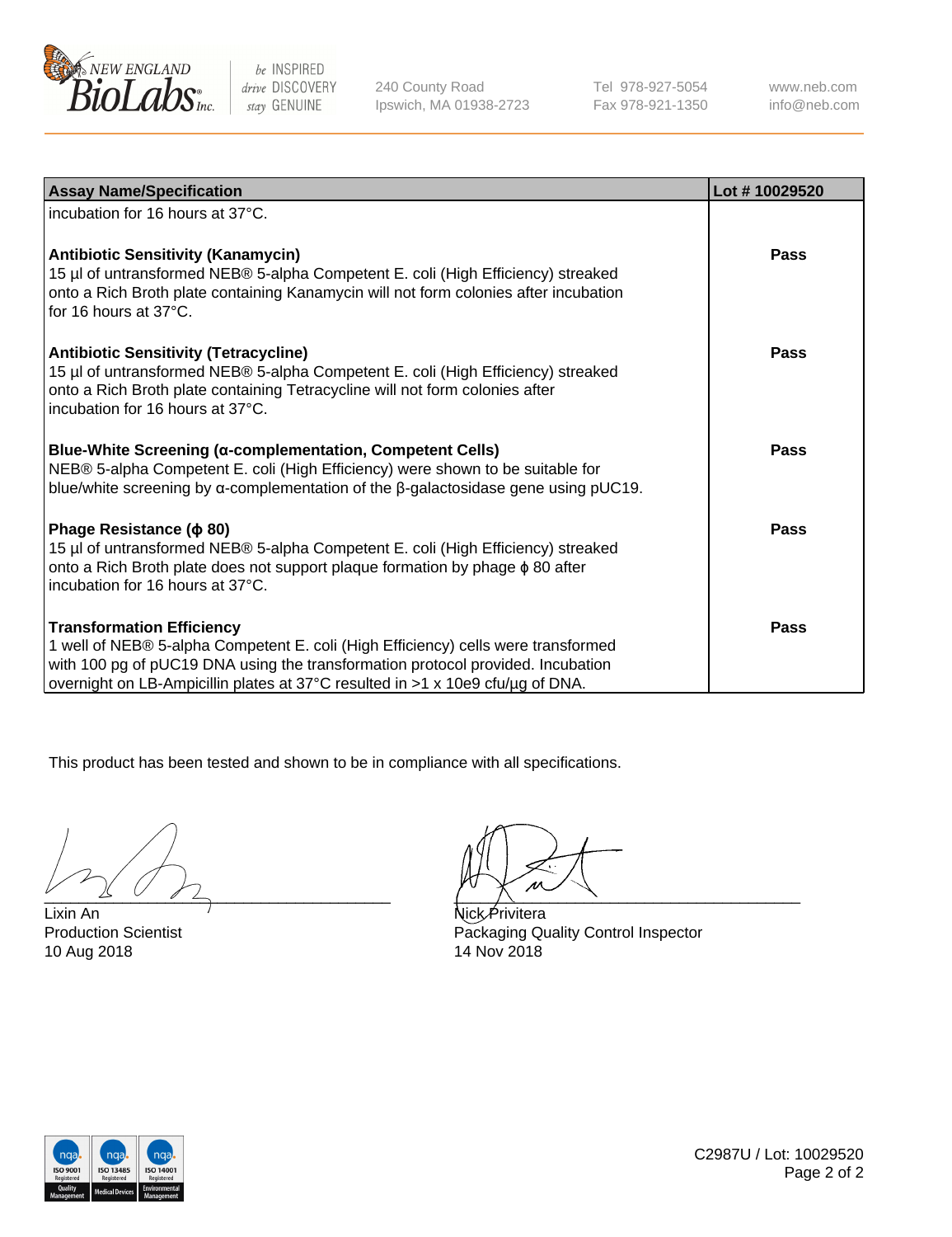| Assay Name/Specification | Lot # 10029520 |
|---|---|
| incubation for 16 hours at 37°C. | |
| **Antibiotic Sensitivity (Kanamycin)**<br>15 µl of untransformed NEB® 5-alpha Competent E. coli (High Efficiency) streaked onto a Rich Broth plate containing Kanamycin will not form colonies after incubation for 16 hours at 37°C. | Pass |
| **Antibiotic Sensitivity (Tetracycline)**<br>15 µl of untransformed NEB® 5-alpha Competent E. coli (High Efficiency) streaked onto a Rich Broth plate containing Tetracycline will not form colonies after incubation for 16 hours at 37°C. | Pass |
| **Blue-White Screening (α-complementation, Competent Cells)**<br>NEB® 5-alpha Competent E. coli (High Efficiency) were shown to be suitable for blue/white screening by α-complementation of the β-galactosidase gene using pUC19. | Pass |
| **Phage Resistance (ϕ 80)**<br>15 µl of untransformed NEB® 5-alpha Competent E. coli (High Efficiency) streaked onto a Rich Broth plate does not support plaque formation by phage ϕ 80 after incubation for 16 hours at 37°C. | Pass |
| **Transformation Efficiency**<br>1 well of NEB® 5-alpha Competent E. coli (High Efficiency) cells were transformed with 100 pg of pUC19 DNA using the transformation protocol provided. Incubation overnight on LB-Ampicillin plates at 37°C resulted in >1 x 10e9 cfu/µg of DNA. | Pass |

This product has been tested and shown to be in compliance with all specifications.

Lixin An
Production Scientist
10 Aug 2018

Nick Privitera
Packaging Quality Control Inspector
14 Nov 2018

C2987U / Lot: 10029520